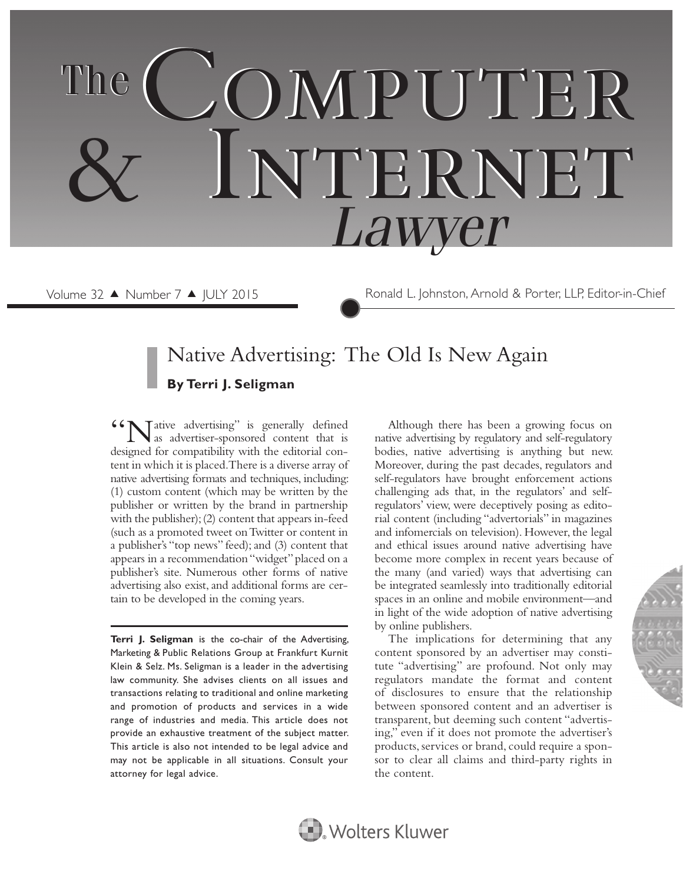# The Computer & Internet Lawyer

Volume 32 ▲ Number 7 ▲ JULY 2015

Ronald L. Johnston, Arnold & Porter, LLP, Editor-in-Chief

## Native Advertising: The Old Is New Again

**By Terri J. Seligman**

"Native advertising" is generally defined as advertiser-sponsored content that is designed for compatibility with the editorial content in which it is placed. There is a diverse array of native advertising formats and techniques, including: (1) custom content (which may be written by the publisher or written by the brand in partnership with the publisher); (2) content that appears in-feed (such as a promoted tweet on Twitter or content in a publisher's "top news" feed); and (3) content that appears in a recommendation "widget" placed on a publisher's site. Numerous other forms of native advertising also exist, and additional forms are certain to be developed in the coming years.

**Terri J. Seligman** is the co-chair of the Advertising, Marketing & Public Relations Group at Frankfurt Kurnit Klein & Selz. Ms. Seligman is a leader in the advertising law community. She advises clients on all issues and transactions relating to traditional and online marketing and promotion of products and services in a wide range of industries and media. This article does not provide an exhaustive treatment of the subject matter. This article is also not intended to be legal advice and may not be applicable in all situations. Consult your attorney for legal advice.

Although there has been a growing focus on native advertising by regulatory and self-regulatory bodies, native advertising is anything but new. Moreover, during the past decades, regulators and self-regulators have brought enforcement actions challenging ads that, in the regulators' and self-regulators' view, were deceptively posing as editorial content (including "advertorials" in magazines and infomercials on television). However, the legal and ethical issues around native advertising have become more complex in recent years because of the many (and varied) ways that advertising can be integrated seamlessly into traditionally editorial spaces in an online and mobile environment—and in light of the wide adoption of native advertising by online publishers.

The implications for determining that any content sponsored by an advertiser may constitute "advertising" are profound. Not only may regulators mandate the format and content of disclosures to ensure that the relationship between sponsored content and an advertiser is transparent, but deeming such content "advertising," even if it does not promote the advertiser's products, services or brand, could require a sponsor to clear all claims and third-party rights in the content.

Wolters Kluwer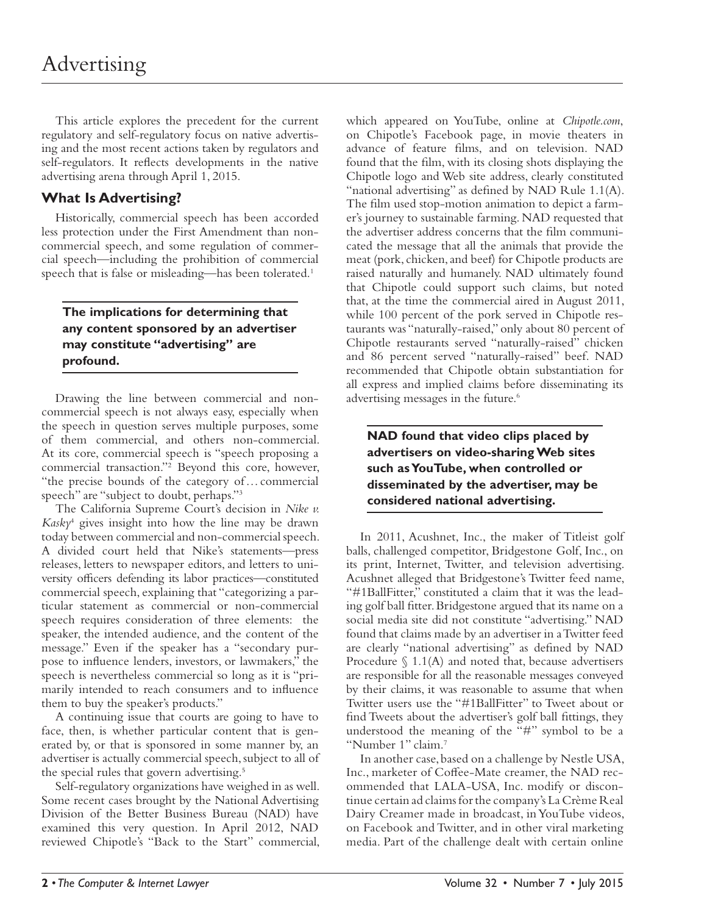This article explores the precedent for the current regulatory and self-regulatory focus on native advertising and the most recent actions taken by regulators and self-regulators. It reflects developments in the native advertising arena through April 1, 2015.

## What Is Advertising?

Historically, commercial speech has been accorded less protection under the First Amendment than non-commercial speech, and some regulation of commercial speech—including the prohibition of commercial speech that is false or misleading—has been tolerated.[1]

> **The implications for determining that any content sponsored by an advertiser may constitute "advertising" are profound.**

Drawing the line between commercial and non-commercial speech is not always easy, especially when the speech in question serves multiple purposes, some of them commercial, and others non-commercial. At its core, commercial speech is "speech proposing a commercial transaction."[2] Beyond this core, however, "the precise bounds of the category of…commercial speech" are "subject to doubt, perhaps."[3]

The California Supreme Court's decision in *Nike v. Kasky*[4] gives insight into how the line may be drawn today between commercial and non-commercial speech. A divided court held that Nike's statements—press releases, letters to newspaper editors, and letters to university officers defending its labor practices—constituted commercial speech, explaining that "categorizing a particular statement as commercial or non-commercial speech requires consideration of three elements: the speaker, the intended audience, and the content of the message." Even if the speaker has a "secondary purpose to influence lenders, investors, or lawmakers," the speech is nevertheless commercial so long as it is "primarily intended to reach consumers and to influence them to buy the speaker's products."

A continuing issue that courts are going to have to face, then, is whether particular content that is generated by, or that is sponsored in some manner by, an advertiser is actually commercial speech, subject to all of the special rules that govern advertising.[5]

Self-regulatory organizations have weighed in as well. Some recent cases brought by the National Advertising Division of the Better Business Bureau (NAD) have examined this very question. In April 2012, NAD reviewed Chipotle's "Back to the Start" commercial, which appeared on YouTube, online at *Chipotle.com*, on Chipotle's Facebook page, in movie theaters in advance of feature films, and on television. NAD found that the film, with its closing shots displaying the Chipotle logo and Web site address, clearly constituted "national advertising" as defined by NAD Rule 1.1(A). The film used stop-motion animation to depict a farmer's journey to sustainable farming. NAD requested that the advertiser address concerns that the film communicated the message that all the animals that provide the meat (pork, chicken, and beef) for Chipotle products are raised naturally and humanely. NAD ultimately found that Chipotle could support such claims, but noted that, at the time the commercial aired in August 2011, while 100 percent of the pork served in Chipotle restaurants was "naturally-raised," only about 80 percent of Chipotle restaurants served "naturally-raised" chicken and 86 percent served "naturally-raised" beef. NAD recommended that Chipotle obtain substantiation for all express and implied claims before disseminating its advertising messages in the future.[6]

> **NAD found that video clips placed by advertisers on video-sharing Web sites such as YouTube, when controlled or disseminated by the advertiser, may be considered national advertising.**

In 2011, Acushnet, Inc., the maker of Titleist golf balls, challenged competitor, Bridgestone Golf, Inc., on its print, Internet, Twitter, and television advertising. Acushnet alleged that Bridgestone's Twitter feed name, "#1BallFitter," constituted a claim that it was the leading golf ball fitter. Bridgestone argued that its name on a social media site did not constitute "advertising." NAD found that claims made by an advertiser in a Twitter feed are clearly "national advertising" as defined by NAD Procedure § 1.1(A) and noted that, because advertisers are responsible for all the reasonable messages conveyed by their claims, it was reasonable to assume that when Twitter users use the "#1BallFitter" to Tweet about or find Tweets about the advertiser's golf ball fittings, they understood the meaning of the "#" symbol to be a "Number 1" claim.[7]

In another case, based on a challenge by Nestle USA, Inc., marketer of Coffee-Mate creamer, the NAD recommended that LALA-USA, Inc. modify or discontinue certain ad claims for the company's La Crème Real Dairy Creamer made in broadcast, in YouTube videos, on Facebook and Twitter, and in other viral marketing media. Part of the challenge dealt with certain online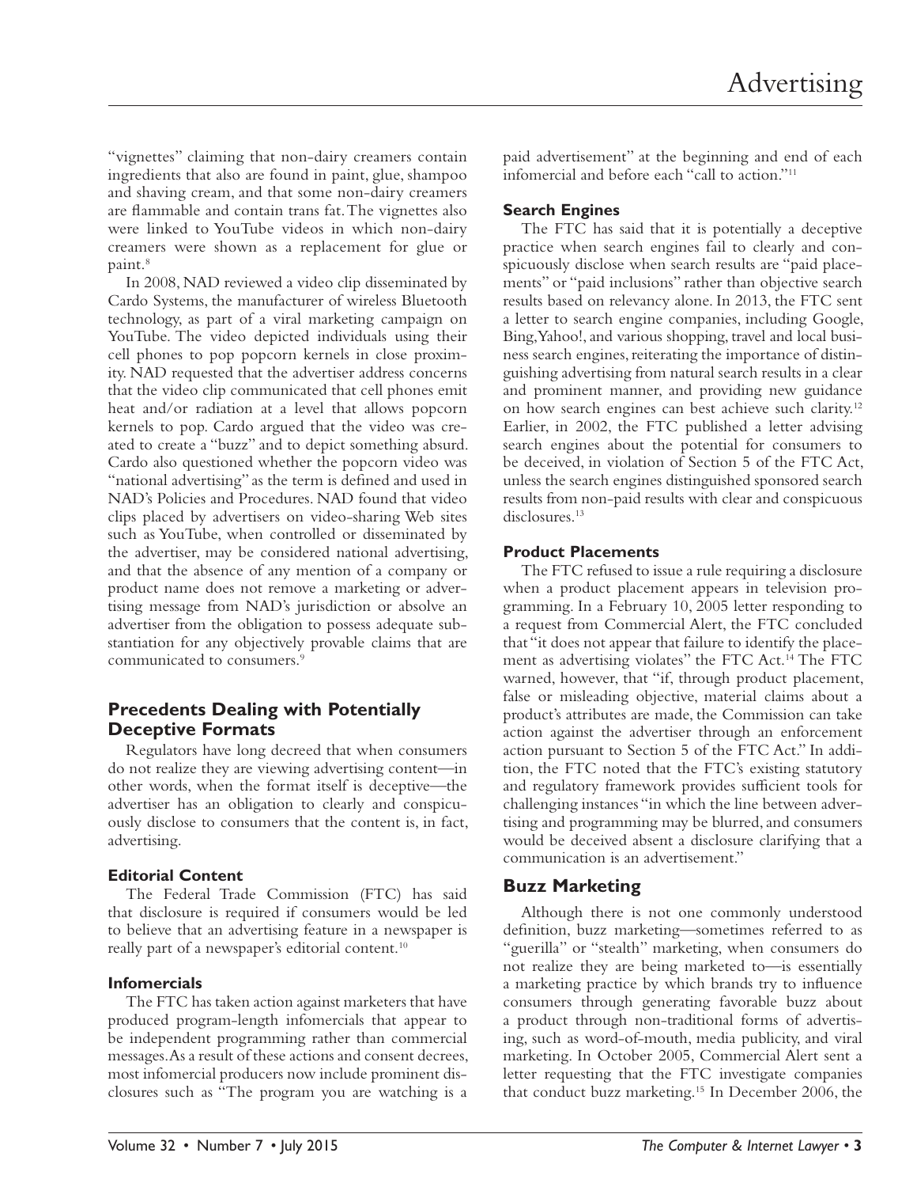"vignettes" claiming that non-dairy creamers contain ingredients that also are found in paint, glue, shampoo and shaving cream, and that some non-dairy creamers are flammable and contain trans fat. The vignettes also were linked to YouTube videos in which non-dairy creamers were shown as a replacement for glue or paint.[8]

In 2008, NAD reviewed a video clip disseminated by Cardo Systems, the manufacturer of wireless Bluetooth technology, as part of a viral marketing campaign on YouTube. The video depicted individuals using their cell phones to pop popcorn kernels in close proximity. NAD requested that the advertiser address concerns that the video clip communicated that cell phones emit heat and/or radiation at a level that allows popcorn kernels to pop. Cardo argued that the video was created to create a "buzz" and to depict something absurd. Cardo also questioned whether the popcorn video was "national advertising" as the term is defined and used in NAD's Policies and Procedures. NAD found that video clips placed by advertisers on video-sharing Web sites such as YouTube, when controlled or disseminated by the advertiser, may be considered national advertising, and that the absence of any mention of a company or product name does not remove a marketing or advertising message from NAD's jurisdiction or absolve an advertiser from the obligation to possess adequate substantiation for any objectively provable claims that are communicated to consumers.[9]

## Precedents Dealing with Potentially Deceptive Formats

Regulators have long decreed that when consumers do not realize they are viewing advertising content—in other words, when the format itself is deceptive—the advertiser has an obligation to clearly and conspicuously disclose to consumers that the content is, in fact, advertising.

### Editorial Content

The Federal Trade Commission (FTC) has said that disclosure is required if consumers would be led to believe that an advertising feature in a newspaper is really part of a newspaper's editorial content.[10]

### Infomercials

The FTC has taken action against marketers that have produced program-length infomercials that appear to be independent programming rather than commercial messages. As a result of these actions and consent decrees, most infomercial producers now include prominent disclosures such as "The program you are watching is a paid advertisement" at the beginning and end of each infomercial and before each "call to action."[11]

### Search Engines

The FTC has said that it is potentially a deceptive practice when search engines fail to clearly and conspicuously disclose when search results are "paid placements" or "paid inclusions" rather than objective search results based on relevancy alone. In 2013, the FTC sent a letter to search engine companies, including Google, Bing, Yahoo!, and various shopping, travel and local business search engines, reiterating the importance of distinguishing advertising from natural search results in a clear and prominent manner, and providing new guidance on how search engines can best achieve such clarity.[12] Earlier, in 2002, the FTC published a letter advising search engines about the potential for consumers to be deceived, in violation of Section 5 of the FTC Act, unless the search engines distinguished sponsored search results from non-paid results with clear and conspicuous disclosures.[13]

### Product Placements

The FTC refused to issue a rule requiring a disclosure when a product placement appears in television programming. In a February 10, 2005 letter responding to a request from Commercial Alert, the FTC concluded that "it does not appear that failure to identify the placement as advertising violates" the FTC Act.[14] The FTC warned, however, that "if, through product placement, false or misleading objective, material claims about a product's attributes are made, the Commission can take action against the advertiser through an enforcement action pursuant to Section 5 of the FTC Act." In addition, the FTC noted that the FTC's existing statutory and regulatory framework provides sufficient tools for challenging instances "in which the line between advertising and programming may be blurred, and consumers would be deceived absent a disclosure clarifying that a communication is an advertisement."

## Buzz Marketing

Although there is not one commonly understood definition, buzz marketing—sometimes referred to as "guerilla" or "stealth" marketing, when consumers do not realize they are being marketed to—is essentially a marketing practice by which brands try to influence consumers through generating favorable buzz about a product through non-traditional forms of advertising, such as word-of-mouth, media publicity, and viral marketing. In October 2005, Commercial Alert sent a letter requesting that the FTC investigate companies that conduct buzz marketing.[15] In December 2006, the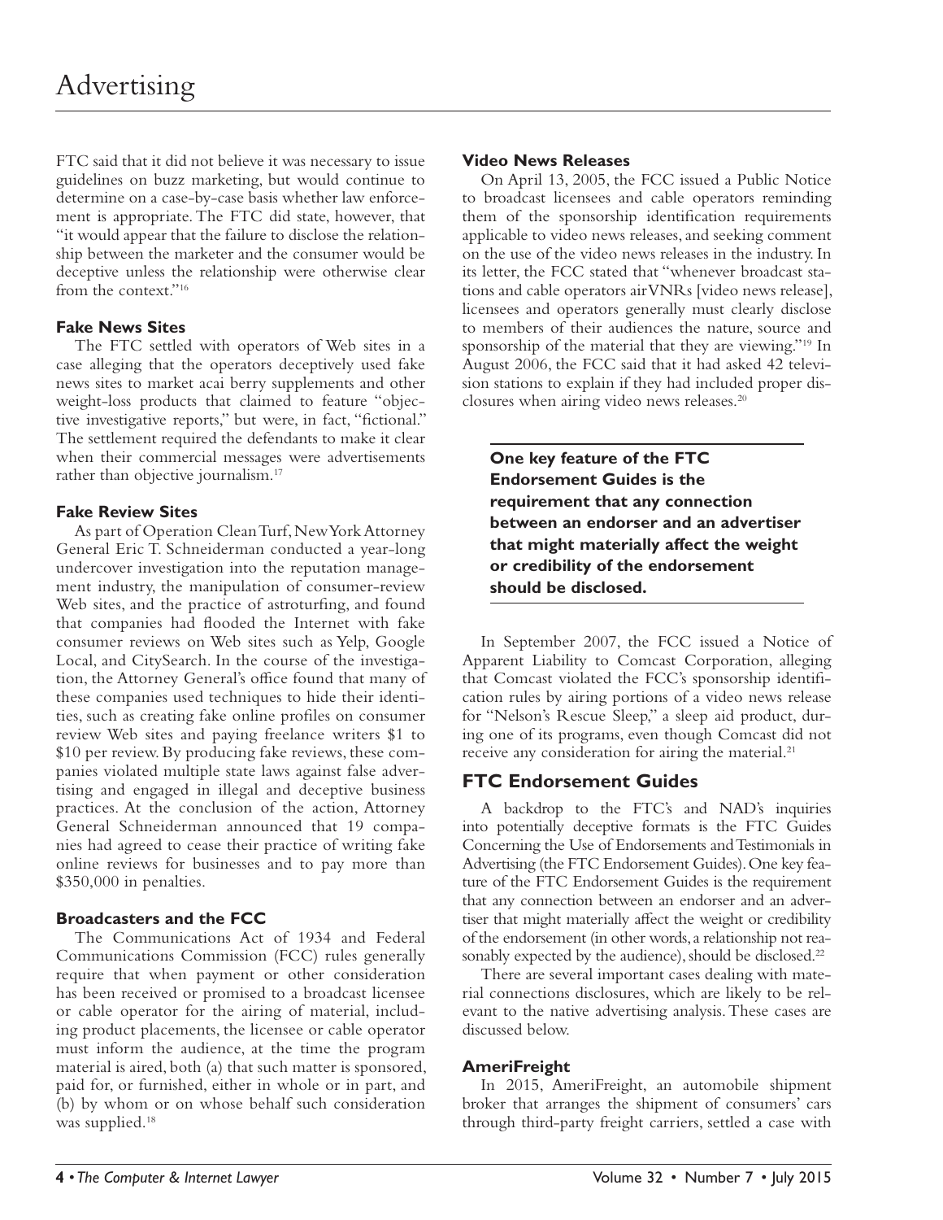FTC said that it did not believe it was necessary to issue guidelines on buzz marketing, but would continue to determine on a case-by-case basis whether law enforcement is appropriate. The FTC did state, however, that "it would appear that the failure to disclose the relationship between the marketer and the consumer would be deceptive unless the relationship were otherwise clear from the context."[16]

### Fake News Sites

The FTC settled with operators of Web sites in a case alleging that the operators deceptively used fake news sites to market acai berry supplements and other weight-loss products that claimed to feature "objective investigative reports," but were, in fact, "fictional." The settlement required the defendants to make it clear when their commercial messages were advertisements rather than objective journalism.[17]

### Fake Review Sites

As part of Operation Clean Turf, New York Attorney General Eric T. Schneiderman conducted a year-long undercover investigation into the reputation management industry, the manipulation of consumer-review Web sites, and the practice of astroturfing, and found that companies had flooded the Internet with fake consumer reviews on Web sites such as Yelp, Google Local, and CitySearch. In the course of the investigation, the Attorney General's office found that many of these companies used techniques to hide their identities, such as creating fake online profiles on consumer review Web sites and paying freelance writers $1 to $10 per review. By producing fake reviews, these companies violated multiple state laws against false advertising and engaged in illegal and deceptive business practices. At the conclusion of the action, Attorney General Schneiderman announced that 19 companies had agreed to cease their practice of writing fake online reviews for businesses and to pay more than $350,000 in penalties.

### Broadcasters and the FCC

The Communications Act of 1934 and Federal Communications Commission (FCC) rules generally require that when payment or other consideration has been received or promised to a broadcast licensee or cable operator for the airing of material, including product placements, the licensee or cable operator must inform the audience, at the time the program material is aired, both (a) that such matter is sponsored, paid for, or furnished, either in whole or in part, and (b) by whom or on whose behalf such consideration was supplied.[18]

### Video News Releases

On April 13, 2005, the FCC issued a Public Notice to broadcast licensees and cable operators reminding them of the sponsorship identification requirements applicable to video news releases, and seeking comment on the use of the video news releases in the industry. In its letter, the FCC stated that "whenever broadcast stations and cable operators air VNRs [video news release], licensees and operators generally must clearly disclose to members of their audiences the nature, source and sponsorship of the material that they are viewing."[19] In August 2006, the FCC said that it had asked 42 television stations to explain if they had included proper disclosures when airing video news releases.[20]

**One key feature of the FTC Endorsement Guides is the requirement that any connection between an endorser and an advertiser that might materially affect the weight or credibility of the endorsement should be disclosed.**

In September 2007, the FCC issued a Notice of Apparent Liability to Comcast Corporation, alleging that Comcast violated the FCC's sponsorship identification rules by airing portions of a video news release for "Nelson's Rescue Sleep," a sleep aid product, during one of its programs, even though Comcast did not receive any consideration for airing the material.[21]

## FTC Endorsement Guides

A backdrop to the FTC's and NAD's inquiries into potentially deceptive formats is the FTC Guides Concerning the Use of Endorsements and Testimonials in Advertising (the FTC Endorsement Guides). One key feature of the FTC Endorsement Guides is the requirement that any connection between an endorser and an advertiser that might materially affect the weight or credibility of the endorsement (in other words, a relationship not reasonably expected by the audience), should be disclosed.[22]

There are several important cases dealing with material connections disclosures, which are likely to be relevant to the native advertising analysis. These cases are discussed below.

### AmeriFreight

In 2015, AmeriFreight, an automobile shipment broker that arranges the shipment of consumers' cars through third-party freight carriers, settled a case with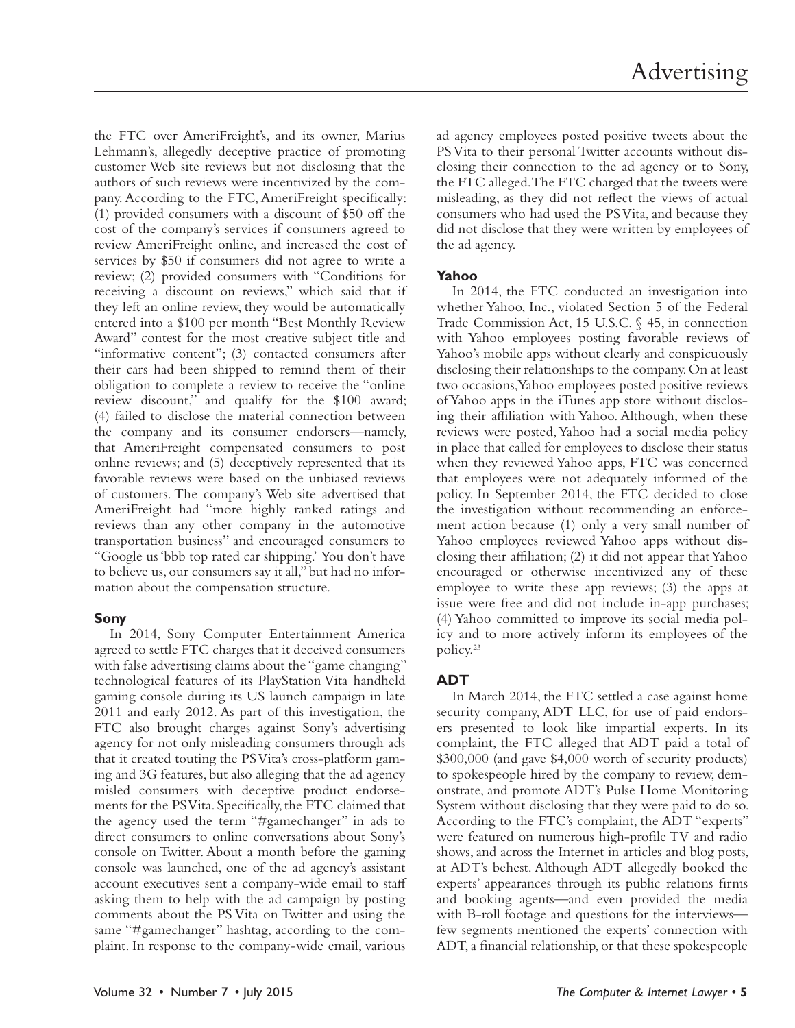the FTC over AmeriFreight's, and its owner, Marius Lehmann's, allegedly deceptive practice of promoting customer Web site reviews but not disclosing that the authors of such reviews were incentivized by the company. According to the FTC, AmeriFreight specifically: (1) provided consumers with a discount of $50 off the cost of the company's services if consumers agreed to review AmeriFreight online, and increased the cost of services by $50 if consumers did not agree to write a review; (2) provided consumers with "Conditions for receiving a discount on reviews," which said that if they left an online review, they would be automatically entered into a $100 per month "Best Monthly Review Award" contest for the most creative subject title and "informative content"; (3) contacted consumers after their cars had been shipped to remind them of their obligation to complete a review to receive the "online review discount," and qualify for the $100 award; (4) failed to disclose the material connection between the company and its consumer endorsers—namely, that AmeriFreight compensated consumers to post online reviews; and (5) deceptively represented that its favorable reviews were based on the unbiased reviews of customers. The company's Web site advertised that AmeriFreight had "more highly ranked ratings and reviews than any other company in the automotive transportation business" and encouraged consumers to "Google us 'bbb top rated car shipping.' You don't have to believe us, our consumers say it all," but had no information about the compensation structure.

### Sony

In 2014, Sony Computer Entertainment America agreed to settle FTC charges that it deceived consumers with false advertising claims about the "game changing" technological features of its PlayStation Vita handheld gaming console during its US launch campaign in late 2011 and early 2012. As part of this investigation, the FTC also brought charges against Sony's advertising agency for not only misleading consumers through ads that it created touting the PS Vita's cross-platform gaming and 3G features, but also alleging that the ad agency misled consumers with deceptive product endorsements for the PS Vita. Specifically, the FTC claimed that the agency used the term "#gamechanger" in ads to direct consumers to online conversations about Sony's console on Twitter. About a month before the gaming console was launched, one of the ad agency's assistant account executives sent a company-wide email to staff asking them to help with the ad campaign by posting comments about the PS Vita on Twitter and using the same "#gamechanger" hashtag, according to the complaint. In response to the company-wide email, various ad agency employees posted positive tweets about the PS Vita to their personal Twitter accounts without disclosing their connection to the ad agency or to Sony, the FTC alleged. The FTC charged that the tweets were misleading, as they did not reflect the views of actual consumers who had used the PS Vita, and because they did not disclose that they were written by employees of the ad agency.

### Yahoo

In 2014, the FTC conducted an investigation into whether Yahoo, Inc., violated Section 5 of the Federal Trade Commission Act, 15 U.S.C. § 45, in connection with Yahoo employees posting favorable reviews of Yahoo's mobile apps without clearly and conspicuously disclosing their relationships to the company. On at least two occasions, Yahoo employees posted positive reviews of Yahoo apps in the iTunes app store without disclosing their affiliation with Yahoo. Although, when these reviews were posted, Yahoo had a social media policy in place that called for employees to disclose their status when they reviewed Yahoo apps, FTC was concerned that employees were not adequately informed of the policy. In September 2014, the FTC decided to close the investigation without recommending an enforcement action because (1) only a very small number of Yahoo employees reviewed Yahoo apps without disclosing their affiliation; (2) it did not appear that Yahoo encouraged or otherwise incentivized any of these employee to write these app reviews; (3) the apps at issue were free and did not include in-app purchases; (4) Yahoo committed to improve its social media policy and to more actively inform its employees of the policy.[23]

## ADT

In March 2014, the FTC settled a case against home security company, ADT LLC, for use of paid endorsers presented to look like impartial experts. In its complaint, the FTC alleged that ADT paid a total of $300,000 (and gave $4,000 worth of security products) to spokespeople hired by the company to review, demonstrate, and promote ADT's Pulse Home Monitoring System without disclosing that they were paid to do so. According to the FTC's complaint, the ADT "experts" were featured on numerous high-profile TV and radio shows, and across the Internet in articles and blog posts, at ADT's behest. Although ADT allegedly booked the experts' appearances through its public relations firms and booking agents—and even provided the media with B-roll footage and questions for the interviews—few segments mentioned the experts' connection with ADT, a financial relationship, or that these spokespeople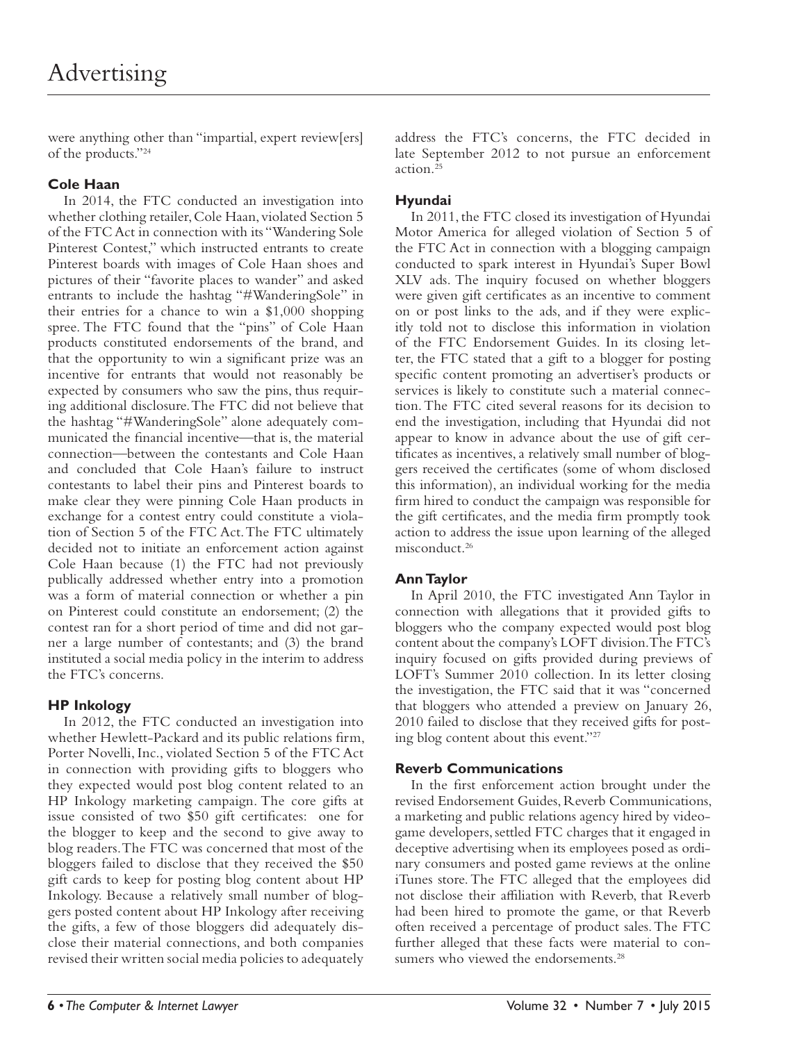were anything other than "impartial, expert review[ers] of the products."[24]

### Cole Haan

In 2014, the FTC conducted an investigation into whether clothing retailer, Cole Haan, violated Section 5 of the FTC Act in connection with its "Wandering Sole Pinterest Contest," which instructed entrants to create Pinterest boards with images of Cole Haan shoes and pictures of their "favorite places to wander" and asked entrants to include the hashtag "#WanderingSole" in their entries for a chance to win a $1,000 shopping spree. The FTC found that the "pins" of Cole Haan products constituted endorsements of the brand, and that the opportunity to win a significant prize was an incentive for entrants that would not reasonably be expected by consumers who saw the pins, thus requiring additional disclosure. The FTC did not believe that the hashtag "#WanderingSole" alone adequately communicated the financial incentive—that is, the material connection—between the contestants and Cole Haan and concluded that Cole Haan's failure to instruct contestants to label their pins and Pinterest boards to make clear they were pinning Cole Haan products in exchange for a contest entry could constitute a violation of Section 5 of the FTC Act. The FTC ultimately decided not to initiate an enforcement action against Cole Haan because (1) the FTC had not previously publically addressed whether entry into a promotion was a form of material connection or whether a pin on Pinterest could constitute an endorsement; (2) the contest ran for a short period of time and did not garner a large number of contestants; and (3) the brand instituted a social media policy in the interim to address the FTC's concerns.

### HP Inkology

In 2012, the FTC conducted an investigation into whether Hewlett-Packard and its public relations firm, Porter Novelli, Inc., violated Section 5 of the FTC Act in connection with providing gifts to bloggers who they expected would post blog content related to an HP Inkology marketing campaign. The core gifts at issue consisted of two $50 gift certificates: one for the blogger to keep and the second to give away to blog readers. The FTC was concerned that most of the bloggers failed to disclose that they received the $50 gift cards to keep for posting blog content about HP Inkology. Because a relatively small number of bloggers posted content about HP Inkology after receiving the gifts, a few of those bloggers did adequately disclose their material connections, and both companies revised their written social media policies to adequately address the FTC's concerns, the FTC decided in late September 2012 to not pursue an enforcement action.[25]

### Hyundai

In 2011, the FTC closed its investigation of Hyundai Motor America for alleged violation of Section 5 of the FTC Act in connection with a blogging campaign conducted to spark interest in Hyundai's Super Bowl XLV ads. The inquiry focused on whether bloggers were given gift certificates as an incentive to comment on or post links to the ads, and if they were explicitly told not to disclose this information in violation of the FTC Endorsement Guides. In its closing letter, the FTC stated that a gift to a blogger for posting specific content promoting an advertiser's products or services is likely to constitute such a material connection. The FTC cited several reasons for its decision to end the investigation, including that Hyundai did not appear to know in advance about the use of gift certificates as incentives, a relatively small number of bloggers received the certificates (some of whom disclosed this information), an individual working for the media firm hired to conduct the campaign was responsible for the gift certificates, and the media firm promptly took action to address the issue upon learning of the alleged misconduct.[26]

### Ann Taylor

In April 2010, the FTC investigated Ann Taylor in connection with allegations that it provided gifts to bloggers who the company expected would post blog content about the company's LOFT division. The FTC's inquiry focused on gifts provided during previews of LOFT's Summer 2010 collection. In its letter closing the investigation, the FTC said that it was "concerned that bloggers who attended a preview on January 26, 2010 failed to disclose that they received gifts for posting blog content about this event."[27]

### Reverb Communications

In the first enforcement action brought under the revised Endorsement Guides, Reverb Communications, a marketing and public relations agency hired by videogame developers, settled FTC charges that it engaged in deceptive advertising when its employees posed as ordinary consumers and posted game reviews at the online iTunes store. The FTC alleged that the employees did not disclose their affiliation with Reverb, that Reverb had been hired to promote the game, or that Reverb often received a percentage of product sales. The FTC further alleged that these facts were material to consumers who viewed the endorsements.[28]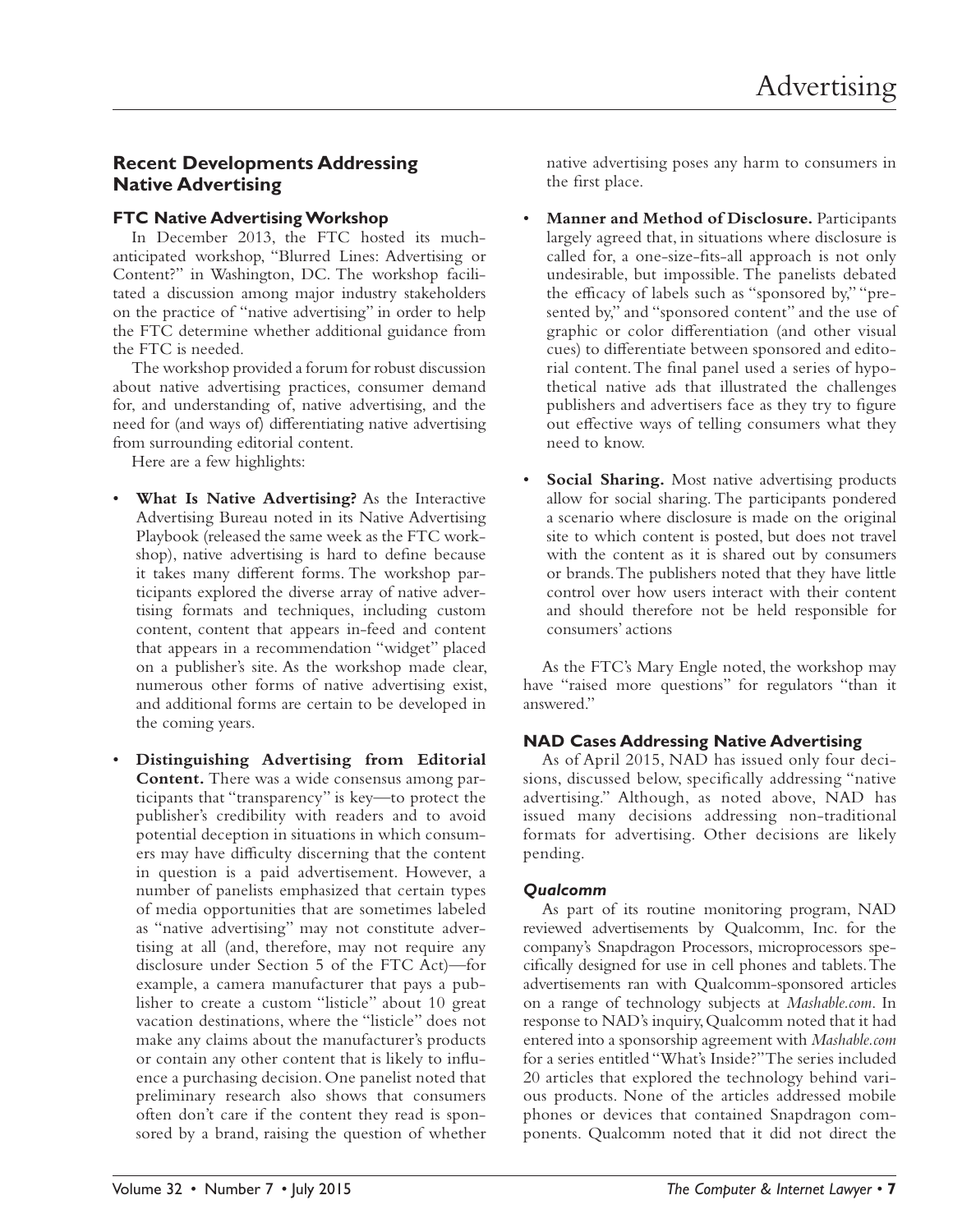## Recent Developments Addressing Native Advertising

### FTC Native Advertising Workshop

In December 2013, the FTC hosted its much-anticipated workshop, "Blurred Lines: Advertising or Content?" in Washington, DC. The workshop facilitated a discussion among major industry stakeholders on the practice of "native advertising" in order to help the FTC determine whether additional guidance from the FTC is needed.

The workshop provided a forum for robust discussion about native advertising practices, consumer demand for, and understanding of, native advertising, and the need for (and ways of) differentiating native advertising from surrounding editorial content.

Here are a few highlights:

- **What Is Native Advertising?** As the Interactive Advertising Bureau noted in its Native Advertising Playbook (released the same week as the FTC workshop), native advertising is hard to define because it takes many different forms. The workshop participants explored the diverse array of native advertising formats and techniques, including custom content, content that appears in-feed and content that appears in a recommendation "widget" placed on a publisher's site. As the workshop made clear, numerous other forms of native advertising exist, and additional forms are certain to be developed in the coming years.
- **Distinguishing Advertising from Editorial Content.** There was a wide consensus among participants that "transparency" is key—to protect the publisher's credibility with readers and to avoid potential deception in situations in which consumers may have difficulty discerning that the content in question is a paid advertisement. However, a number of panelists emphasized that certain types of media opportunities that are sometimes labeled as "native advertising" may not constitute advertising at all (and, therefore, may not require any disclosure under Section 5 of the FTC Act)—for example, a camera manufacturer that pays a publisher to create a custom "listicle" about 10 great vacation destinations, where the "listicle" does not make any claims about the manufacturer's products or contain any other content that is likely to influence a purchasing decision. One panelist noted that preliminary research also shows that consumers often don't care if the content they read is sponsored by a brand, raising the question of whether native advertising poses any harm to consumers in the first place.
- **Manner and Method of Disclosure.** Participants largely agreed that, in situations where disclosure is called for, a one-size-fits-all approach is not only undesirable, but impossible. The panelists debated the efficacy of labels such as "sponsored by," "presented by," and "sponsored content" and the use of graphic or color differentiation (and other visual cues) to differentiate between sponsored and editorial content. The final panel used a series of hypothetical native ads that illustrated the challenges publishers and advertisers face as they try to figure out effective ways of telling consumers what they need to know.
- **Social Sharing.** Most native advertising products allow for social sharing. The participants pondered a scenario where disclosure is made on the original site to which content is posted, but does not travel with the content as it is shared out by consumers or brands. The publishers noted that they have little control over how users interact with their content and should therefore not be held responsible for consumers' actions

As the FTC's Mary Engle noted, the workshop may have "raised more questions" for regulators "than it answered."

### NAD Cases Addressing Native Advertising

As of April 2015, NAD has issued only four decisions, discussed below, specifically addressing "native advertising." Although, as noted above, NAD has issued many decisions addressing non-traditional formats for advertising. Other decisions are likely pending.

#### *Qualcomm*

As part of its routine monitoring program, NAD reviewed advertisements by Qualcomm, Inc. for the company's Snapdragon Processors, microprocessors specifically designed for use in cell phones and tablets. The advertisements ran with Qualcomm-sponsored articles on a range of technology subjects at *Mashable.com*. In response to NAD's inquiry, Qualcomm noted that it had entered into a sponsorship agreement with *Mashable.com* for a series entitled "What's Inside?" The series included 20 articles that explored the technology behind various products. None of the articles addressed mobile phones or devices that contained Snapdragon components. Qualcomm noted that it did not direct the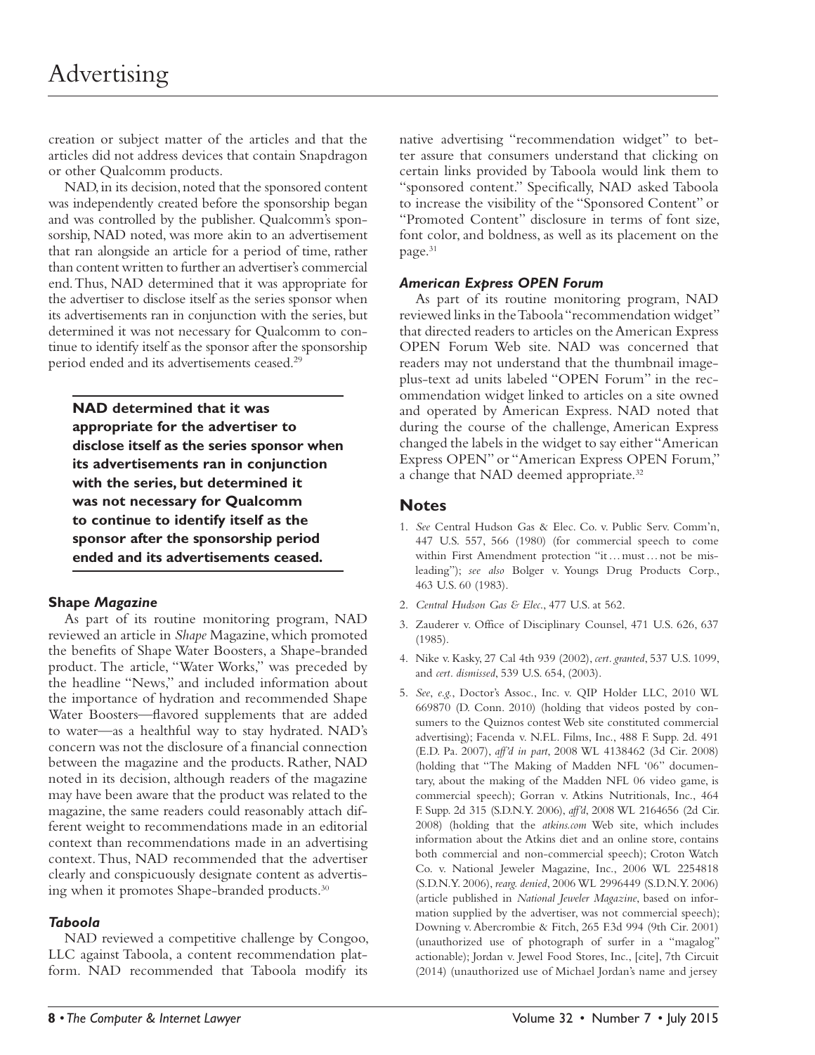creation or subject matter of the articles and that the articles did not address devices that contain Snapdragon or other Qualcomm products.

NAD, in its decision, noted that the sponsored content was independently created before the sponsorship began and was controlled by the publisher. Qualcomm's sponsorship, NAD noted, was more akin to an advertisement that ran alongside an article for a period of time, rather than content written to further an advertiser's commercial end. Thus, NAD determined that it was appropriate for the advertiser to disclose itself as the series sponsor when its advertisements ran in conjunction with the series, but determined it was not necessary for Qualcomm to continue to identify itself as the sponsor after the sponsorship period ended and its advertisements ceased.[29]

> **NAD determined that it was appropriate for the advertiser to disclose itself as the series sponsor when its advertisements ran in conjunction with the series, but determined it was not necessary for Qualcomm to continue to identify itself as the sponsor after the sponsorship period ended and its advertisements ceased.**

### Shape *Magazine*

As part of its routine monitoring program, NAD reviewed an article in *Shape* Magazine, which promoted the benefits of Shape Water Boosters, a Shape-branded product. The article, "Water Works," was preceded by the headline "News," and included information about the importance of hydration and recommended Shape Water Boosters—flavored supplements that are added to water—as a healthful way to stay hydrated. NAD's concern was not the disclosure of a financial connection between the magazine and the products. Rather, NAD noted in its decision, although readers of the magazine may have been aware that the product was related to the magazine, the same readers could reasonably attach different weight to recommendations made in an editorial context than recommendations made in an advertising context. Thus, NAD recommended that the advertiser clearly and conspicuously designate content as advertising when it promotes Shape-branded products.[30]

### *Taboola*

NAD reviewed a competitive challenge by Congoo, LLC against Taboola, a content recommendation platform. NAD recommended that Taboola modify its native advertising "recommendation widget" to better assure that consumers understand that clicking on certain links provided by Taboola would link them to "sponsored content." Specifically, NAD asked Taboola to increase the visibility of the "Sponsored Content" or "Promoted Content" disclosure in terms of font size, font color, and boldness, as well as its placement on the page.[31]

### *American Express OPEN Forum*

As part of its routine monitoring program, NAD reviewed links in the Taboola "recommendation widget" that directed readers to articles on the American Express OPEN Forum Web site. NAD was concerned that readers may not understand that the thumbnail image-plus-text ad units labeled "OPEN Forum" in the recommendation widget linked to articles on a site owned and operated by American Express. NAD noted that during the course of the challenge, American Express changed the labels in the widget to say either "American Express OPEN" or "American Express OPEN Forum," a change that NAD deemed appropriate.[32]

## Notes

1. *See* Central Hudson Gas & Elec. Co. v. Public Serv. Comm'n, 447 U.S. 557, 566 (1980) (for commercial speech to come within First Amendment protection "it…must…not be misleading"); *see also* Bolger v. Youngs Drug Products Corp., 463 U.S. 60 (1983).
2. *Central Hudson Gas & Elec.*, 477 U.S. at 562.
3. Zauderer v. Office of Disciplinary Counsel, 471 U.S. 626, 637 (1985).
4. Nike v. Kasky, 27 Cal 4th 939 (2002), *cert. granted*, 537 U.S. 1099, and *cert. dismissed*, 539 U.S. 654, (2003).
5. *See, e.g.*, Doctor's Assoc., Inc. v. QIP Holder LLC, 2010 WL 669870 (D. Conn. 2010) (holding that videos posted by consumers to the Quiznos contest Web site constituted commercial advertising); Facenda v. N.F.L. Films, Inc., 488 F. Supp. 2d. 491 (E.D. Pa. 2007), *aff'd in part*, 2008 WL 4138462 (3d Cir. 2008) (holding that "The Making of Madden NFL '06" documentary, about the making of the Madden NFL 06 video game, is commercial speech); Gorran v. Atkins Nutritionals, Inc., 464 F. Supp. 2d 315 (S.D.N.Y. 2006), *aff'd*, 2008 WL 2164656 (2d Cir. 2008) (holding that the *atkins.com* Web site, which includes information about the Atkins diet and an online store, contains both commercial and non-commercial speech); Croton Watch Co. v. National Jeweler Magazine, Inc., 2006 WL 2254818 (S.D.N.Y. 2006), *rearg. denied*, 2006 WL 2996449 (S.D.N.Y. 2006) (article published in *National Jeweler Magazine*, based on information supplied by the advertiser, was not commercial speech); Downing v. Abercrombie & Fitch, 265 F.3d 994 (9th Cir. 2001) (unauthorized use of photograph of surfer in a "magalog" actionable); Jordan v. Jewel Food Stores, Inc., [cite], 7th Circuit (2014) (unauthorized use of Michael Jordan's name and jersey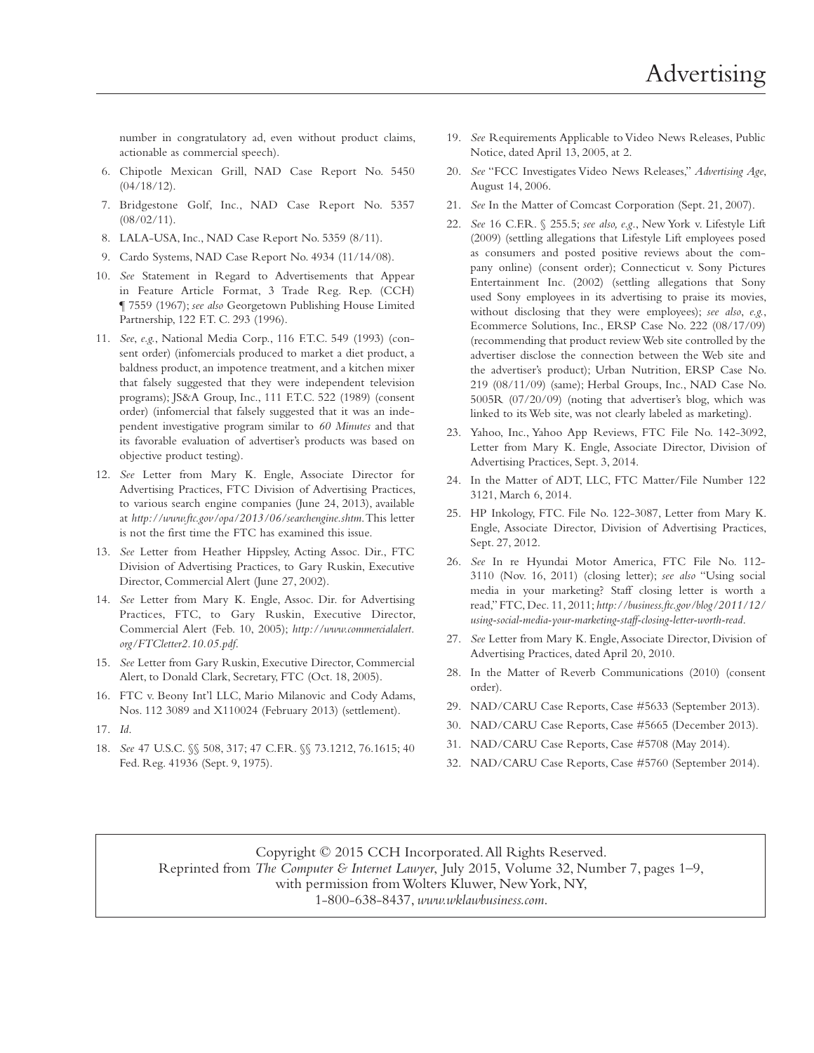number in congratulatory ad, even without product claims, actionable as commercial speech).

6. Chipotle Mexican Grill, NAD Case Report No. 5450 (04/18/12).
7. Bridgestone Golf, Inc., NAD Case Report No. 5357 (08/02/11).
8. LALA-USA, Inc., NAD Case Report No. 5359 (8/11).
9. Cardo Systems, NAD Case Report No. 4934 (11/14/08).
10. *See* Statement in Regard to Advertisements that Appear in Feature Article Format, 3 Trade Reg. Rep. (CCH) ¶ 7559 (1967); *see also* Georgetown Publishing House Limited Partnership, 122 F.T. C. 293 (1996).
11. *See*, *e.g.*, National Media Corp., 116 F.T.C. 549 (1993) (consent order) (infomercials produced to market a diet product, a baldness product, an impotence treatment, and a kitchen mixer that falsely suggested that they were independent television programs); JS&A Group, Inc., 111 F.T.C. 522 (1989) (consent order) (infomercial that falsely suggested that it was an independent investigative program similar to *60 Minutes* and that its favorable evaluation of advertiser's products was based on objective product testing).
12. *See* Letter from Mary K. Engle, Associate Director for Advertising Practices, FTC Division of Advertising Practices, to various search engine companies (June 24, 2013), available at *http://www.ftc.gov/opa/2013/06/searchengine.shtm*. This letter is not the first time the FTC has examined this issue.
13. *See* Letter from Heather Hippsley, Acting Assoc. Dir., FTC Division of Advertising Practices, to Gary Ruskin, Executive Director, Commercial Alert (June 27, 2002).
14. *See* Letter from Mary K. Engle, Assoc. Dir. for Advertising Practices, FTC, to Gary Ruskin, Executive Director, Commercial Alert (Feb. 10, 2005); *http://www.commercialalert.org/FTCletter2.10.05.pdf*.
15. *See* Letter from Gary Ruskin, Executive Director, Commercial Alert, to Donald Clark, Secretary, FTC (Oct. 18, 2005).
16. FTC v. Beony Int'l LLC, Mario Milanovic and Cody Adams, Nos. 112 3089 and X110024 (February 2013) (settlement).
17. *Id*.
18. *See* 47 U.S.C. §§ 508, 317; 47 C.F.R. §§ 73.1212, 76.1615; 40 Fed. Reg. 41936 (Sept. 9, 1975).
19. *See* Requirements Applicable to Video News Releases, Public Notice, dated April 13, 2005, at 2.
20. *See* "FCC Investigates Video News Releases," *Advertising Age*, August 14, 2006.
21. *See* In the Matter of Comcast Corporation (Sept. 21, 2007).
22. *See* 16 C.F.R. § 255.5; *see also, e.g.*, New York v. Lifestyle Lift (2009) (settling allegations that Lifestyle Lift employees posed as consumers and posted positive reviews about the company online) (consent order); Connecticut v. Sony Pictures Entertainment Inc. (2002) (settling allegations that Sony used Sony employees in its advertising to praise its movies, without disclosing that they were employees); *see also*, *e.g.*, Ecommerce Solutions, Inc., ERSP Case No. 222 (08/17/09) (recommending that product review Web site controlled by the advertiser disclose the connection between the Web site and the advertiser's product); Urban Nutrition, ERSP Case No. 219 (08/11/09) (same); Herbal Groups, Inc., NAD Case No. 5005R (07/20/09) (noting that advertiser's blog, which was linked to its Web site, was not clearly labeled as marketing).
23. Yahoo, Inc., Yahoo App Reviews, FTC File No. 142-3092, Letter from Mary K. Engle, Associate Director, Division of Advertising Practices, Sept. 3, 2014.
24. In the Matter of ADT, LLC, FTC Matter/File Number 122 3121, March 6, 2014.
25. HP Inkology, FTC. File No. 122-3087, Letter from Mary K. Engle, Associate Director, Division of Advertising Practices, Sept. 27, 2012.
26. *See* In re Hyundai Motor America, FTC File No. 112-3110 (Nov. 16, 2011) (closing letter); *see also* "Using social media in your marketing? Staff closing letter is worth a read," FTC, Dec. 11, 2011; *http://business.ftc.gov/blog/2011/12/using-social-media-your-marketing-staff-closing-letter-worth-read*.
27. *See* Letter from Mary K. Engle, Associate Director, Division of Advertising Practices, dated April 20, 2010.
28. In the Matter of Reverb Communications (2010) (consent order).
29. NAD/CARU Case Reports, Case #5633 (September 2013).
30. NAD/CARU Case Reports, Case #5665 (December 2013).
31. NAD/CARU Case Reports, Case #5708 (May 2014).
32. NAD/CARU Case Reports, Case #5760 (September 2014).

Copyright © 2015 CCH Incorporated. All Rights Reserved.
Reprinted from *The Computer & Internet Lawyer*, July 2015, Volume 32, Number 7, pages 1–9, with permission from Wolters Kluwer, New York, NY, 1-800-638-8437, *www.wklawbusiness.com*.